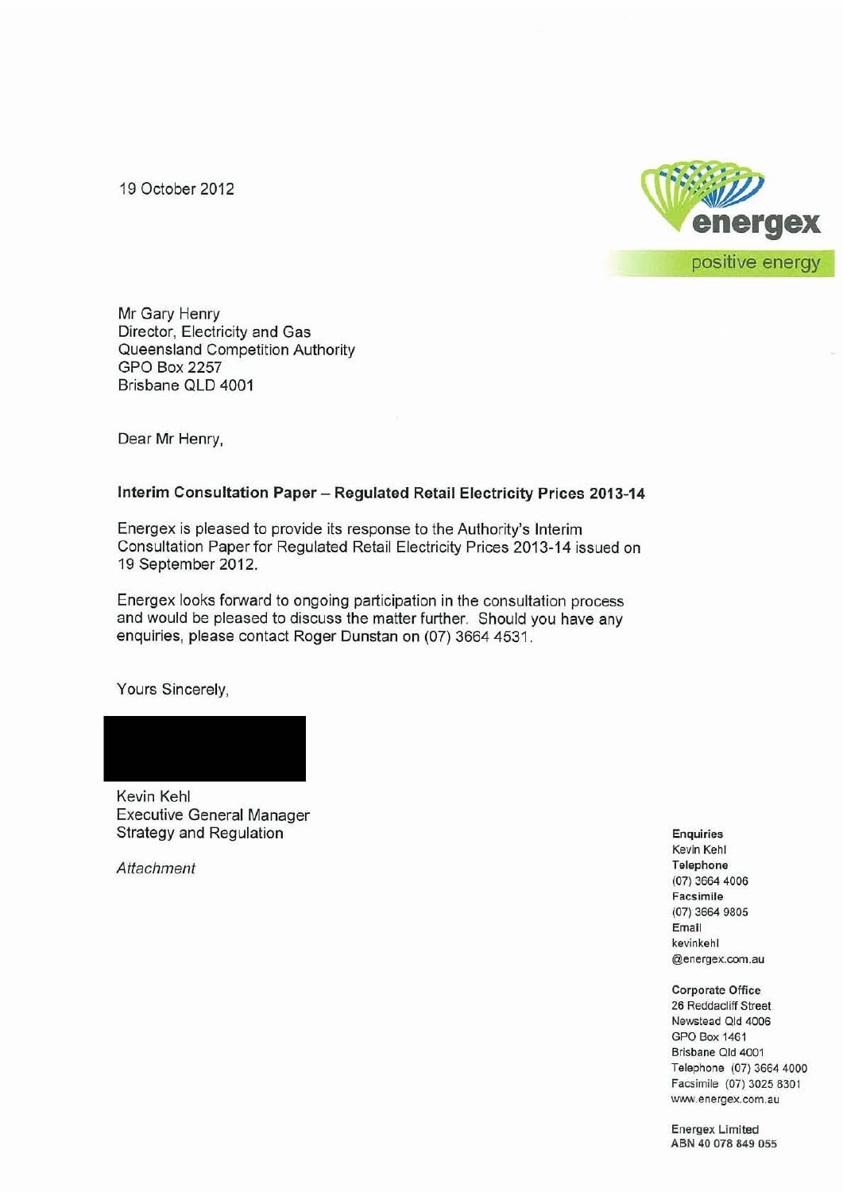19 October 2012

energex
positive energy

Mr Gary Henry
Director, Electricity and Gas
Queensland Competition Authority
GPO Box 2257
Brisbane QLD 4001

Dear Mr Henry,

**Interim Consultation Paper – Regulated Retail Electricity Prices 2013-14**

Energex is pleased to provide its response to the Authority's Interim Consultation Paper for Regulated Retail Electricity Prices 2013-14 issued on 19 September 2012.

Energex looks forward to ongoing participation in the consultation process and would be pleased to discuss the matter further. Should you have any enquiries, please contact Roger Dunstan on (07) 3664 4531.

Yours Sincerely,

Kevin Kehl
Executive General Manager
Strategy and Regulation

*Attachment*

**Enquiries**
Kevin Kehl
**Telephone**
(07) 3664 4006
**Facsimile**
(07) 3664 9805
**Email**
kevinkehl
@energex.com.au

**Corporate Office**
26 Reddacliff Street
Newstead Qld 4006
GPO Box 1461
Brisbane Qld 4001
Telephone (07) 3664 4000
Facsimile (07) 3025 8301
www.energex.com.au

Energex Limited
ABN 40 078 849 055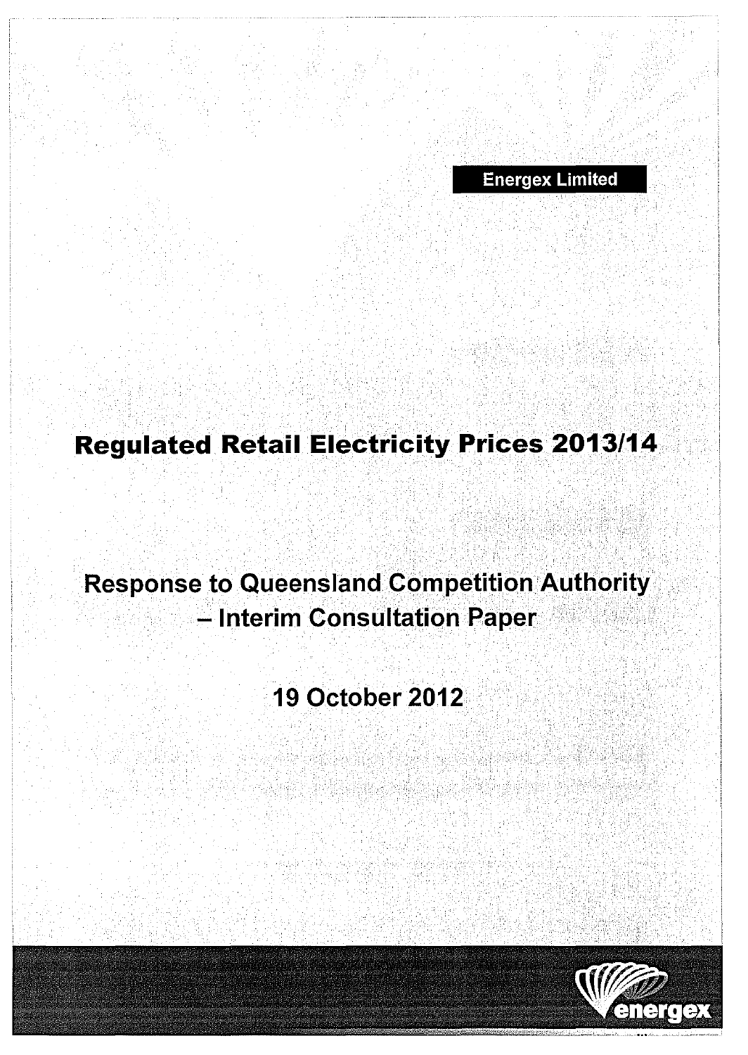Energex Limited

# Regulated Retail Electricity Prices 2013/14

## Response to Queensland Competition Authority – Interim Consultation Paper

## 19 October 2012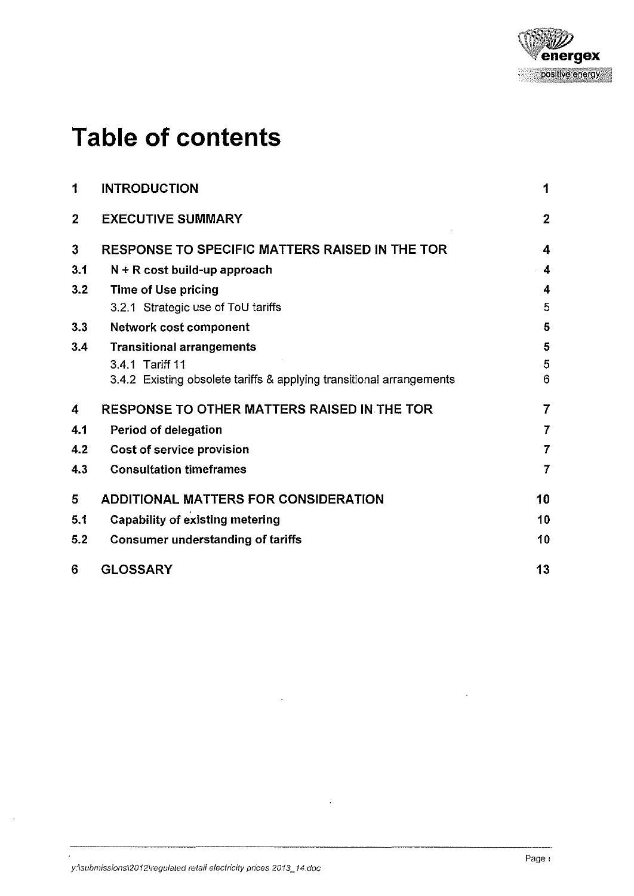# Table of contents

| | | |
|---|---|---|
| **1** | **INTRODUCTION** | **1** |
| **2** | **EXECUTIVE SUMMARY** | **2** |
| **3** | **RESPONSE TO SPECIFIC MATTERS RAISED IN THE TOR** | **4** |
| **3.1** | **N + R cost build-up approach** | **4** |
| **3.2** | **Time of Use pricing** | **4** |
| | 3.2.1 Strategic use of ToU tariffs | 5 |
| **3.3** | **Network cost component** | **5** |
| **3.4** | **Transitional arrangements** | **5** |
| | 3.4.1 Tariff 11 | 5 |
| | 3.4.2 Existing obsolete tariffs & applying transitional arrangements | 6 |
| **4** | **RESPONSE TO OTHER MATTERS RAISED IN THE TOR** | **7** |
| **4.1** | **Period of delegation** | **7** |
| **4.2** | **Cost of service provision** | **7** |
| **4.3** | **Consultation timeframes** | **7** |
| **5** | **ADDITIONAL MATTERS FOR CONSIDERATION** | **10** |
| **5.1** | **Capability of existing metering** | **10** |
| **5.2** | **Consumer understanding of tariffs** | **10** |
| **6** | **GLOSSARY** | **13** |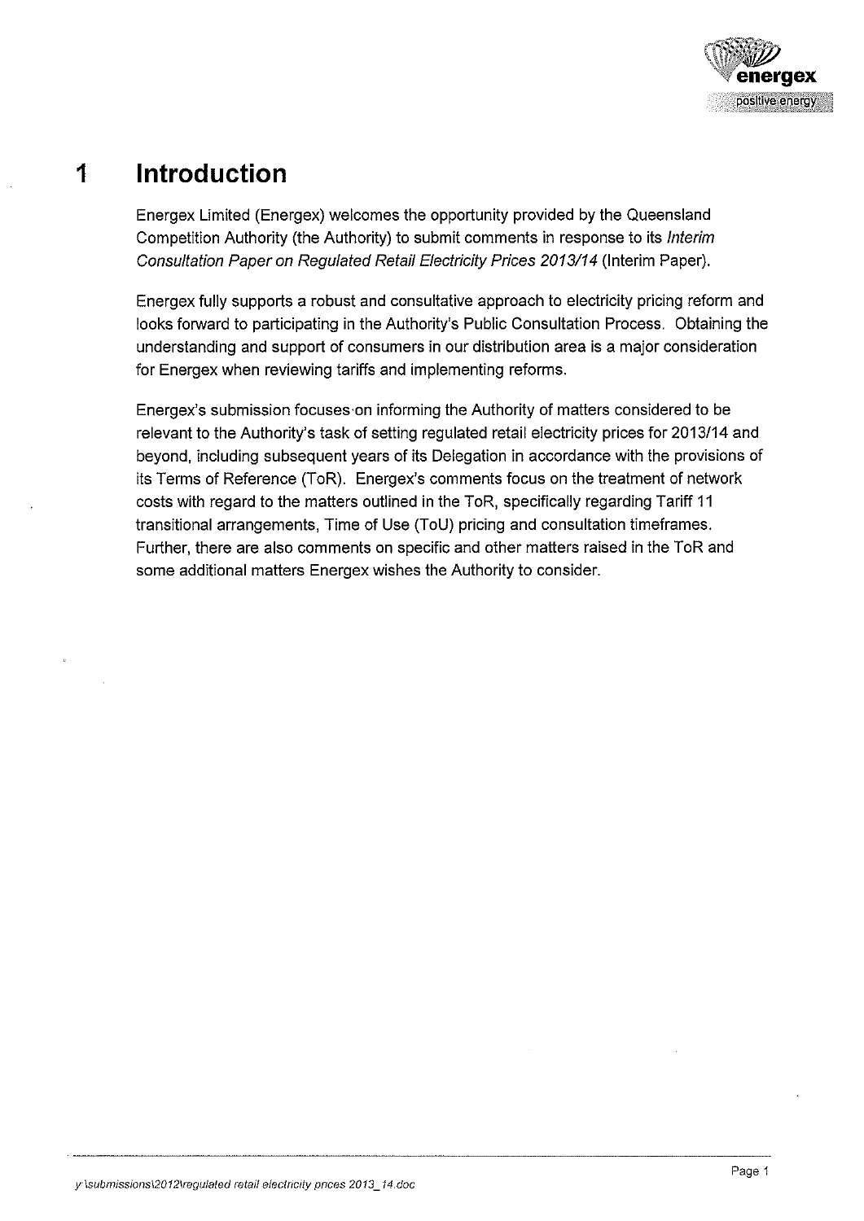# 1 Introduction

Energex Limited (Energex) welcomes the opportunity provided by the Queensland Competition Authority (the Authority) to submit comments in response to its *Interim Consultation Paper on Regulated Retail Electricity Prices 2013/14* (Interim Paper).

Energex fully supports a robust and consultative approach to electricity pricing reform and looks forward to participating in the Authority's Public Consultation Process. Obtaining the understanding and support of consumers in our distribution area is a major consideration for Energex when reviewing tariffs and implementing reforms.

Energex's submission focuses on informing the Authority of matters considered to be relevant to the Authority's task of setting regulated retail electricity prices for 2013/14 and beyond, including subsequent years of its Delegation in accordance with the provisions of its Terms of Reference (ToR). Energex's comments focus on the treatment of network costs with regard to the matters outlined in the ToR, specifically regarding Tariff 11 transitional arrangements, Time of Use (ToU) pricing and consultation timeframes. Further, there are also comments on specific and other matters raised in the ToR and some additional matters Energex wishes the Authority to consider.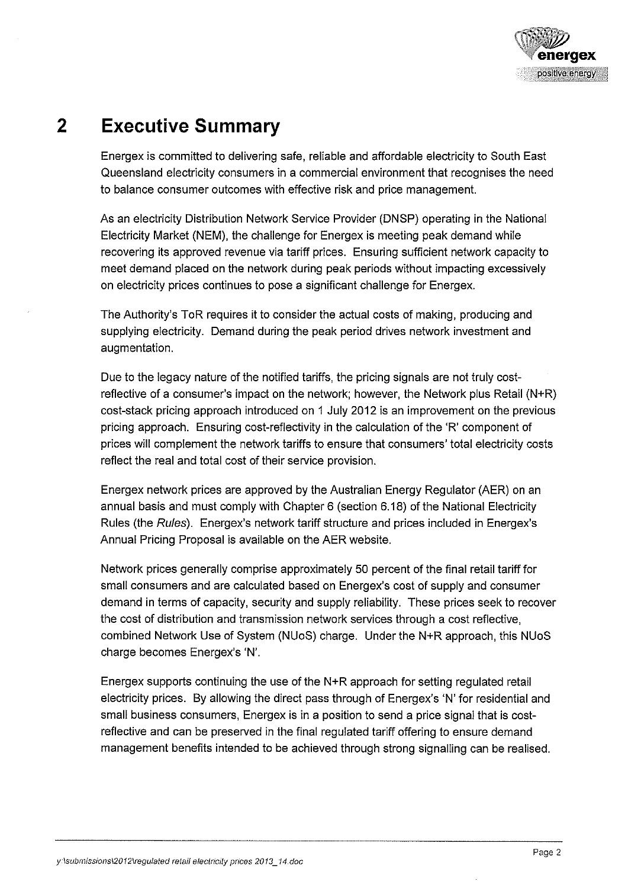# 2 Executive Summary

Energex is committed to delivering safe, reliable and affordable electricity to South East Queensland electricity consumers in a commercial environment that recognises the need to balance consumer outcomes with effective risk and price management.

As an electricity Distribution Network Service Provider (DNSP) operating in the National Electricity Market (NEM), the challenge for Energex is meeting peak demand while recovering its approved revenue via tariff prices. Ensuring sufficient network capacity to meet demand placed on the network during peak periods without impacting excessively on electricity prices continues to pose a significant challenge for Energex.

The Authority's ToR requires it to consider the actual costs of making, producing and supplying electricity. Demand during the peak period drives network investment and augmentation.

Due to the legacy nature of the notified tariffs, the pricing signals are not truly cost-reflective of a consumer's impact on the network; however, the Network plus Retail (N+R) cost-stack pricing approach introduced on 1 July 2012 is an improvement on the previous pricing approach. Ensuring cost-reflectivity in the calculation of the 'R' component of prices will complement the network tariffs to ensure that consumers' total electricity costs reflect the real and total cost of their service provision.

Energex network prices are approved by the Australian Energy Regulator (AER) on an annual basis and must comply with Chapter 6 (section 6.18) of the National Electricity Rules (the *Rules*). Energex's network tariff structure and prices included in Energex's Annual Pricing Proposal is available on the AER website.

Network prices generally comprise approximately 50 percent of the final retail tariff for small consumers and are calculated based on Energex's cost of supply and consumer demand in terms of capacity, security and supply reliability. These prices seek to recover the cost of distribution and transmission network services through a cost reflective, combined Network Use of System (NUoS) charge. Under the N+R approach, this NUoS charge becomes Energex's 'N'.

Energex supports continuing the use of the N+R approach for setting regulated retail electricity prices. By allowing the direct pass through of Energex's 'N' for residential and small business consumers, Energex is in a position to send a price signal that is cost-reflective and can be preserved in the final regulated tariff offering to ensure demand management benefits intended to be achieved through strong signalling can be realised.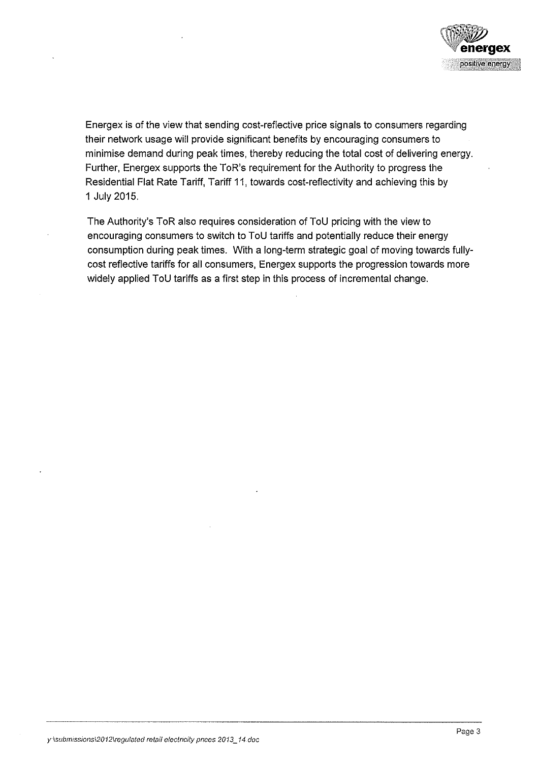Energex is of the view that sending cost-reflective price signals to consumers regarding their network usage will provide significant benefits by encouraging consumers to minimise demand during peak times, thereby reducing the total cost of delivering energy. Further, Energex supports the ToR's requirement for the Authority to progress the Residential Flat Rate Tariff, Tariff 11, towards cost-reflectivity and achieving this by 1 July 2015.

The Authority's ToR also requires consideration of ToU pricing with the view to encouraging consumers to switch to ToU tariffs and potentially reduce their energy consumption during peak times. With a long-term strategic goal of moving towards fully-cost reflective tariffs for all consumers, Energex supports the progression towards more widely applied ToU tariffs as a first step in this process of incremental change.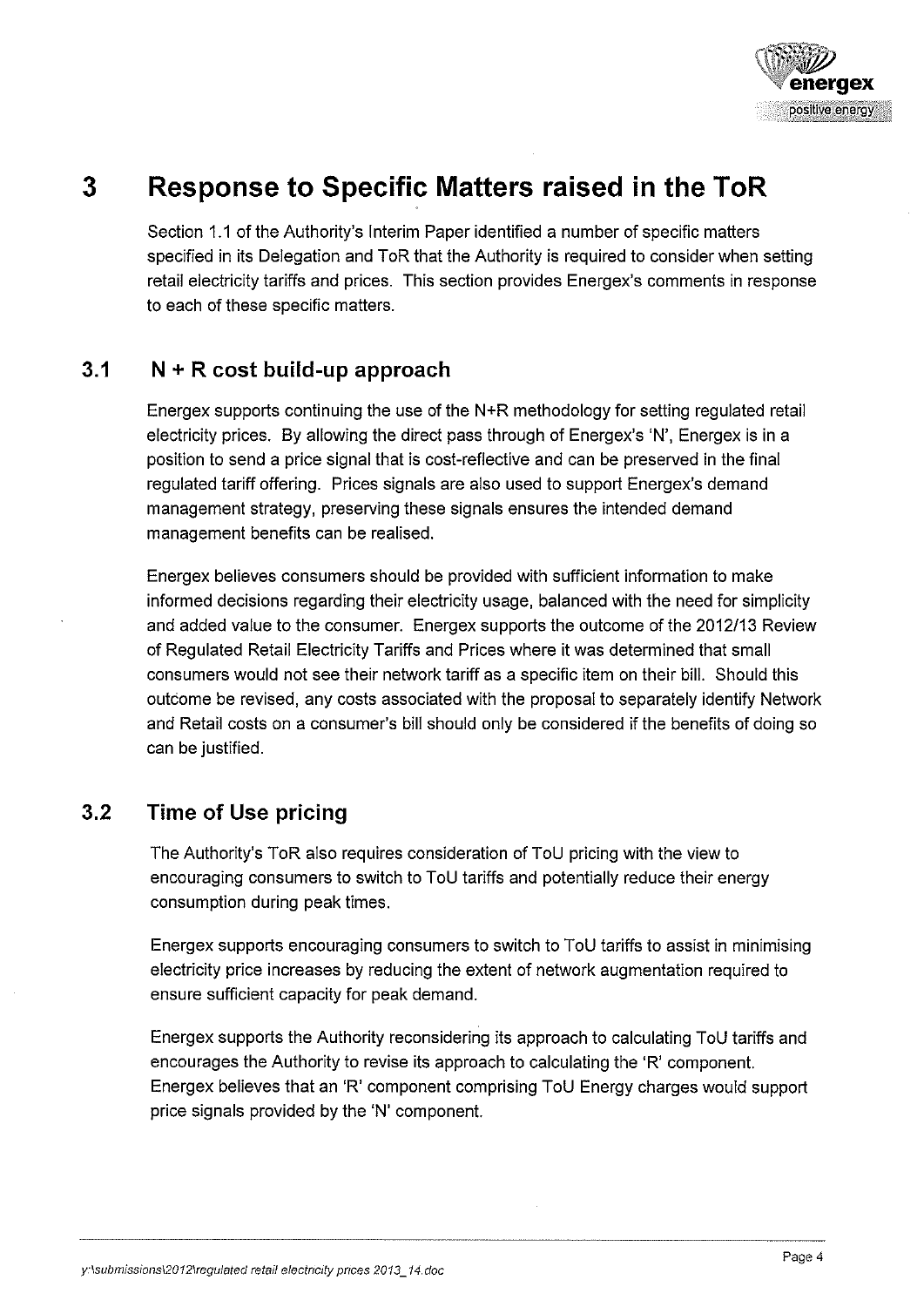# 3 Response to Specific Matters raised in the ToR

Section 1.1 of the Authority's Interim Paper identified a number of specific matters specified in its Delegation and ToR that the Authority is required to consider when setting retail electricity tariffs and prices. This section provides Energex's comments in response to each of these specific matters.

## 3.1 N + R cost build-up approach

Energex supports continuing the use of the N+R methodology for setting regulated retail electricity prices. By allowing the direct pass through of Energex's 'N', Energex is in a position to send a price signal that is cost-reflective and can be preserved in the final regulated tariff offering. Prices signals are also used to support Energex's demand management strategy, preserving these signals ensures the intended demand management benefits can be realised.

Energex believes consumers should be provided with sufficient information to make informed decisions regarding their electricity usage, balanced with the need for simplicity and added value to the consumer. Energex supports the outcome of the 2012/13 Review of Regulated Retail Electricity Tariffs and Prices where it was determined that small consumers would not see their network tariff as a specific item on their bill. Should this outcome be revised, any costs associated with the proposal to separately identify Network and Retail costs on a consumer's bill should only be considered if the benefits of doing so can be justified.

## 3.2 Time of Use pricing

The Authority's ToR also requires consideration of ToU pricing with the view to encouraging consumers to switch to ToU tariffs and potentially reduce their energy consumption during peak times.

Energex supports encouraging consumers to switch to ToU tariffs to assist in minimising electricity price increases by reducing the extent of network augmentation required to ensure sufficient capacity for peak demand.

Energex supports the Authority reconsidering its approach to calculating ToU tariffs and encourages the Authority to revise its approach to calculating the 'R' component. Energex believes that an 'R' component comprising ToU Energy charges would support price signals provided by the 'N' component.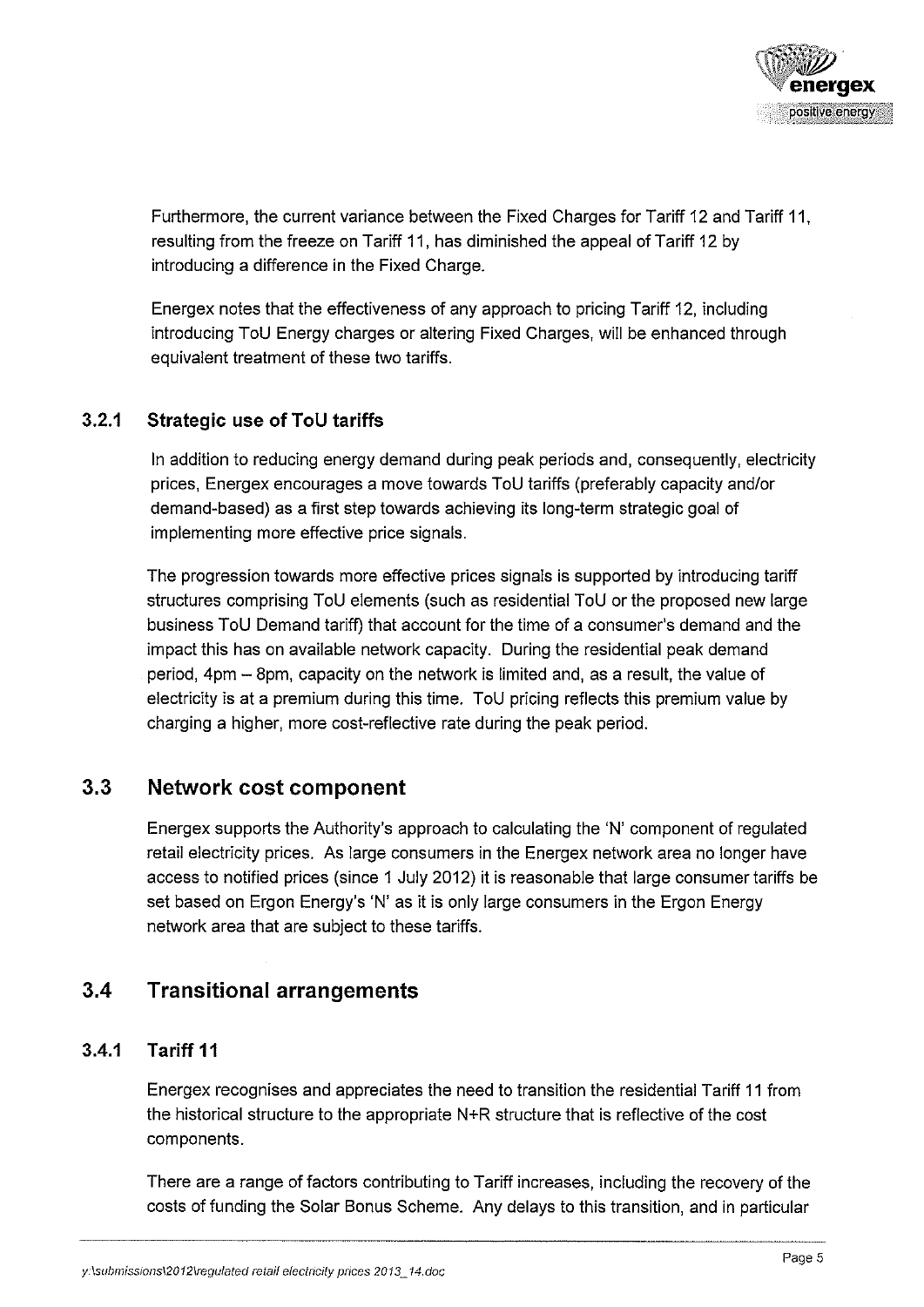Furthermore, the current variance between the Fixed Charges for Tariff 12 and Tariff 11, resulting from the freeze on Tariff 11, has diminished the appeal of Tariff 12 by introducing a difference in the Fixed Charge.

Energex notes that the effectiveness of any approach to pricing Tariff 12, including introducing ToU Energy charges or altering Fixed Charges, will be enhanced through equivalent treatment of these two tariffs.

### 3.2.1 Strategic use of ToU tariffs

In addition to reducing energy demand during peak periods and, consequently, electricity prices, Energex encourages a move towards ToU tariffs (preferably capacity and/or demand-based) as a first step towards achieving its long-term strategic goal of implementing more effective price signals.

The progression towards more effective prices signals is supported by introducing tariff structures comprising ToU elements (such as residential ToU or the proposed new large business ToU Demand tariff) that account for the time of a consumer's demand and the impact this has on available network capacity. During the residential peak demand period, 4pm – 8pm, capacity on the network is limited and, as a result, the value of electricity is at a premium during this time. ToU pricing reflects this premium value by charging a higher, more cost-reflective rate during the peak period.

## 3.3 Network cost component

Energex supports the Authority's approach to calculating the 'N' component of regulated retail electricity prices. As large consumers in the Energex network area no longer have access to notified prices (since 1 July 2012) it is reasonable that large consumer tariffs be set based on Ergon Energy's 'N' as it is only large consumers in the Ergon Energy network area that are subject to these tariffs.

## 3.4 Transitional arrangements

### 3.4.1 Tariff 11

Energex recognises and appreciates the need to transition the residential Tariff 11 from the historical structure to the appropriate N+R structure that is reflective of the cost components.

There are a range of factors contributing to Tariff increases, including the recovery of the costs of funding the Solar Bonus Scheme. Any delays to this transition, and in particular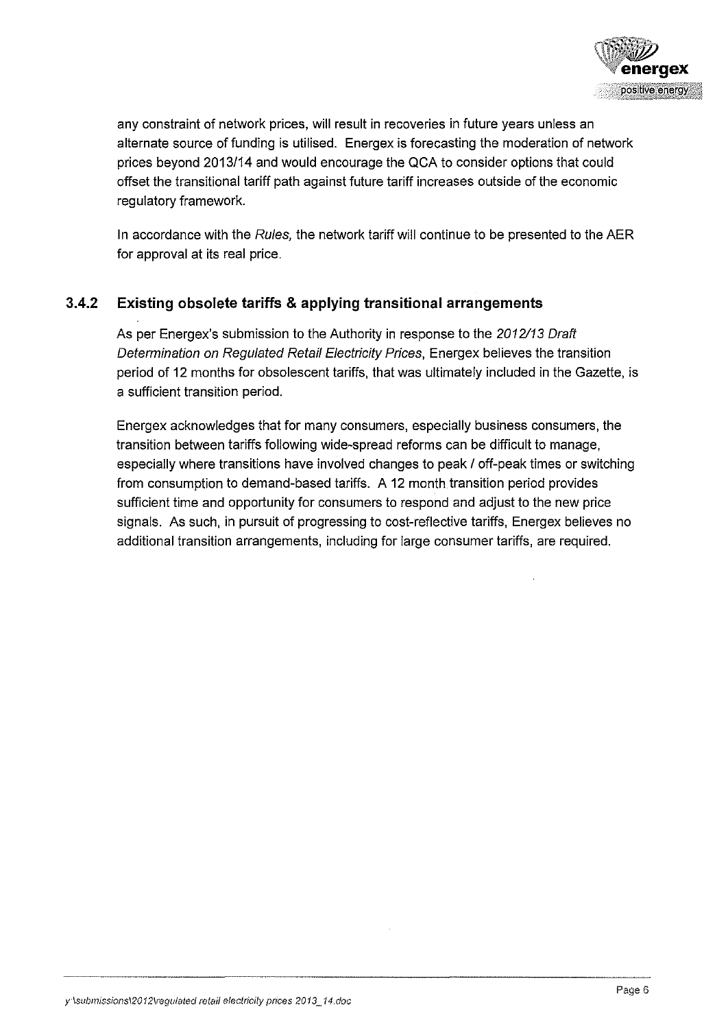any constraint of network prices, will result in recoveries in future years unless an alternate source of funding is utilised. Energex is forecasting the moderation of network prices beyond 2013/14 and would encourage the QCA to consider options that could offset the transitional tariff path against future tariff increases outside of the economic regulatory framework.

In accordance with the *Rules,* the network tariff will continue to be presented to the AER for approval at its real price.

### 3.4.2 Existing obsolete tariffs & applying transitional arrangements

As per Energex's submission to the Authority in response to the *2012/13 Draft Determination on Regulated Retail Electricity Prices*, Energex believes the transition period of 12 months for obsolescent tariffs, that was ultimately included in the Gazette, is a sufficient transition period.

Energex acknowledges that for many consumers, especially business consumers, the transition between tariffs following wide-spread reforms can be difficult to manage, especially where transitions have involved changes to peak / off-peak times or switching from consumption to demand-based tariffs. A 12 month transition period provides sufficient time and opportunity for consumers to respond and adjust to the new price signals. As such, in pursuit of progressing to cost-reflective tariffs, Energex believes no additional transition arrangements, including for large consumer tariffs, are required.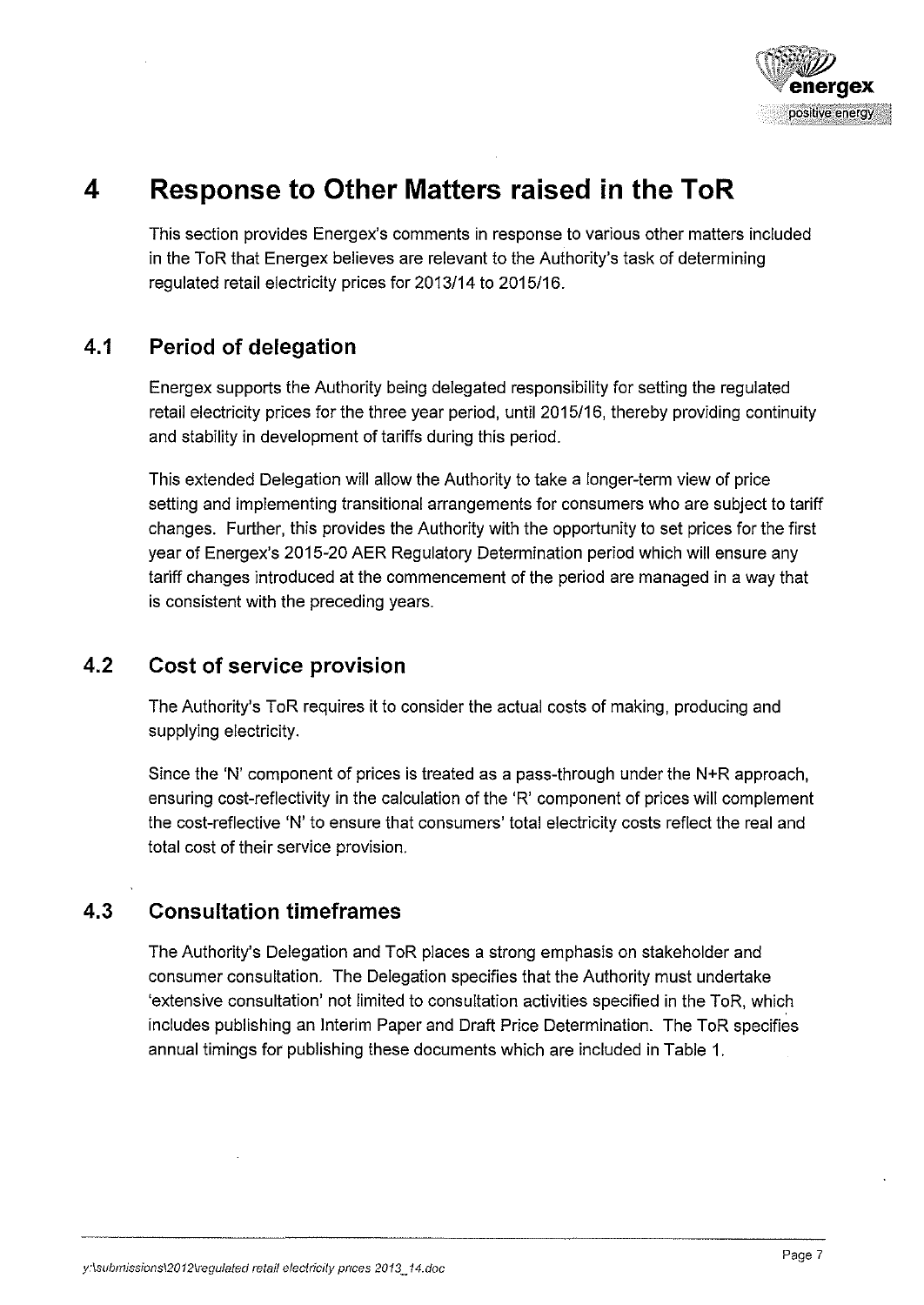# 4 Response to Other Matters raised in the ToR

This section provides Energex's comments in response to various other matters included in the ToR that Energex believes are relevant to the Authority's task of determining regulated retail electricity prices for 2013/14 to 2015/16.

## 4.1 Period of delegation

Energex supports the Authority being delegated responsibility for setting the regulated retail electricity prices for the three year period, until 2015/16, thereby providing continuity and stability in development of tariffs during this period.

This extended Delegation will allow the Authority to take a longer-term view of price setting and implementing transitional arrangements for consumers who are subject to tariff changes. Further, this provides the Authority with the opportunity to set prices for the first year of Energex's 2015-20 AER Regulatory Determination period which will ensure any tariff changes introduced at the commencement of the period are managed in a way that is consistent with the preceding years.

## 4.2 Cost of service provision

The Authority's ToR requires it to consider the actual costs of making, producing and supplying electricity.

Since the 'N' component of prices is treated as a pass-through under the N+R approach, ensuring cost-reflectivity in the calculation of the 'R' component of prices will complement the cost-reflective 'N' to ensure that consumers' total electricity costs reflect the real and total cost of their service provision.

## 4.3 Consultation timeframes

The Authority's Delegation and ToR places a strong emphasis on stakeholder and consumer consultation. The Delegation specifies that the Authority must undertake 'extensive consultation' not limited to consultation activities specified in the ToR, which includes publishing an Interim Paper and Draft Price Determination. The ToR specifies annual timings for publishing these documents which are included in Table 1.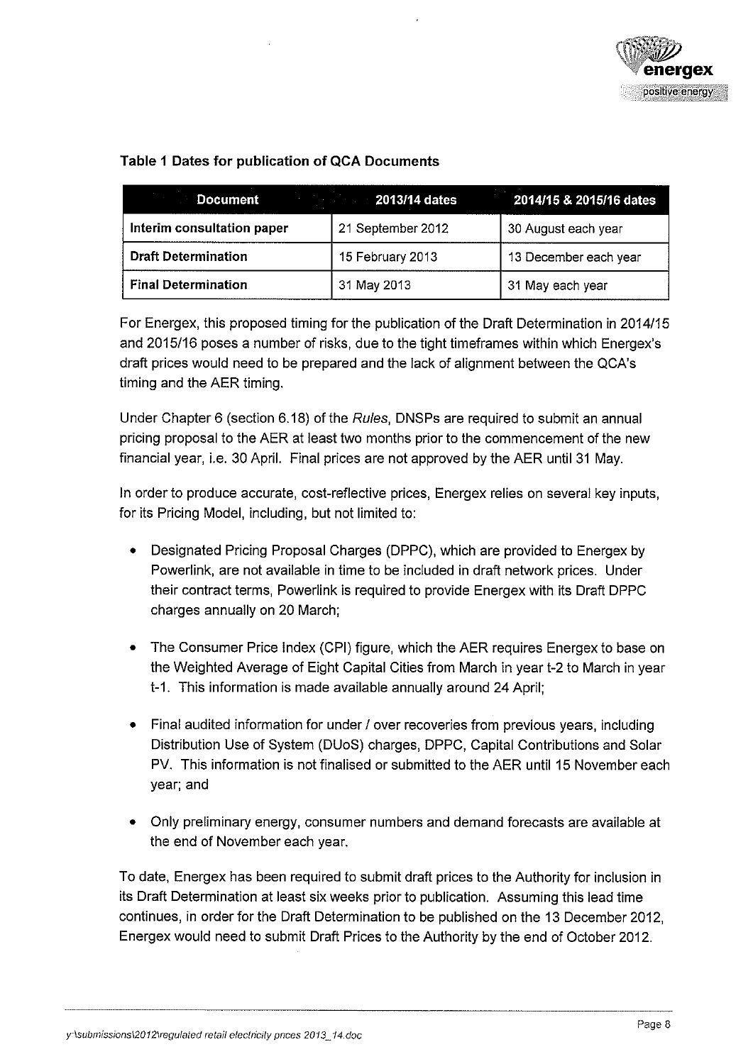**Table 1 Dates for publication of QCA Documents**

| Document | 2013/14 dates | 2014/15 & 2015/16 dates |
|---|---|---|
| **Interim consultation paper** | 21 September 2012 | 30 August each year |
| **Draft Determination** | 15 February 2013 | 13 December each year |
| **Final Determination** | 31 May 2013 | 31 May each year |

For Energex, this proposed timing for the publication of the Draft Determination in 2014/15 and 2015/16 poses a number of risks, due to the tight timeframes within which Energex's draft prices would need to be prepared and the lack of alignment between the QCA's timing and the AER timing.

Under Chapter 6 (section 6.18) of the *Rules*, DNSPs are required to submit an annual pricing proposal to the AER at least two months prior to the commencement of the new financial year, i.e. 30 April. Final prices are not approved by the AER until 31 May.

In order to produce accurate, cost-reflective prices, Energex relies on several key inputs, for its Pricing Model, including, but not limited to:

- Designated Pricing Proposal Charges (DPPC), which are provided to Energex by Powerlink, are not available in time to be included in draft network prices. Under their contract terms, Powerlink is required to provide Energex with its Draft DPPC charges annually on 20 March;
- The Consumer Price Index (CPI) figure, which the AER requires Energex to base on the Weighted Average of Eight Capital Cities from March in year t-2 to March in year t-1. This information is made available annually around 24 April;
- Final audited information for under / over recoveries from previous years, including Distribution Use of System (DUoS) charges, DPPC, Capital Contributions and Solar PV. This information is not finalised or submitted to the AER until 15 November each year; and
- Only preliminary energy, consumer numbers and demand forecasts are available at the end of November each year.

To date, Energex has been required to submit draft prices to the Authority for inclusion in its Draft Determination at least six weeks prior to publication. Assuming this lead time continues, in order for the Draft Determination to be published on the 13 December 2012, Energex would need to submit Draft Prices to the Authority by the end of October 2012.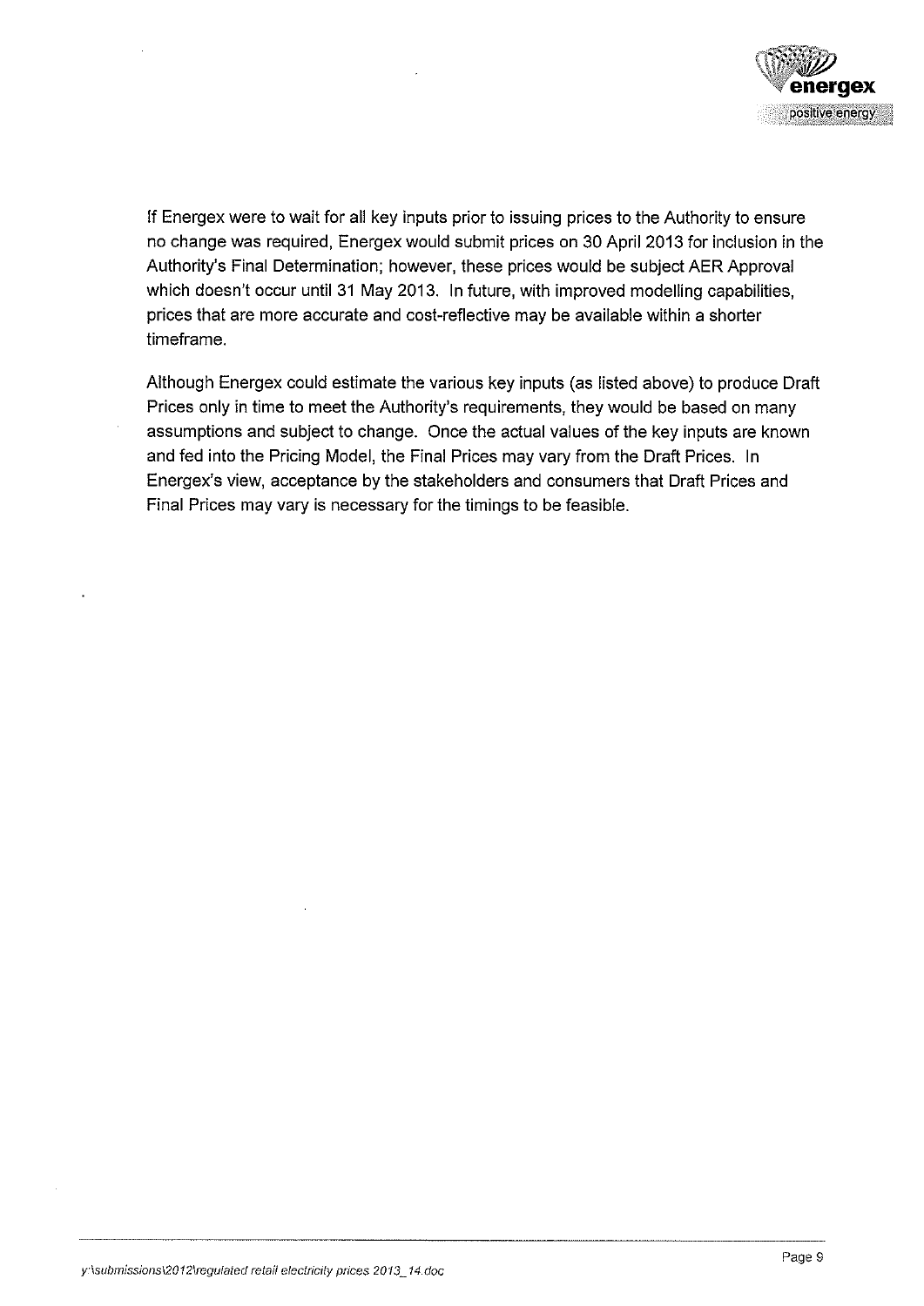If Energex were to wait for all key inputs prior to issuing prices to the Authority to ensure no change was required, Energex would submit prices on 30 April 2013 for inclusion in the Authority's Final Determination; however, these prices would be subject AER Approval which doesn't occur until 31 May 2013. In future, with improved modelling capabilities, prices that are more accurate and cost-reflective may be available within a shorter timeframe.

Although Energex could estimate the various key inputs (as listed above) to produce Draft Prices only in time to meet the Authority's requirements, they would be based on many assumptions and subject to change. Once the actual values of the key inputs are known and fed into the Pricing Model, the Final Prices may vary from the Draft Prices. In Energex's view, acceptance by the stakeholders and consumers that Draft Prices and Final Prices may vary is necessary for the timings to be feasible.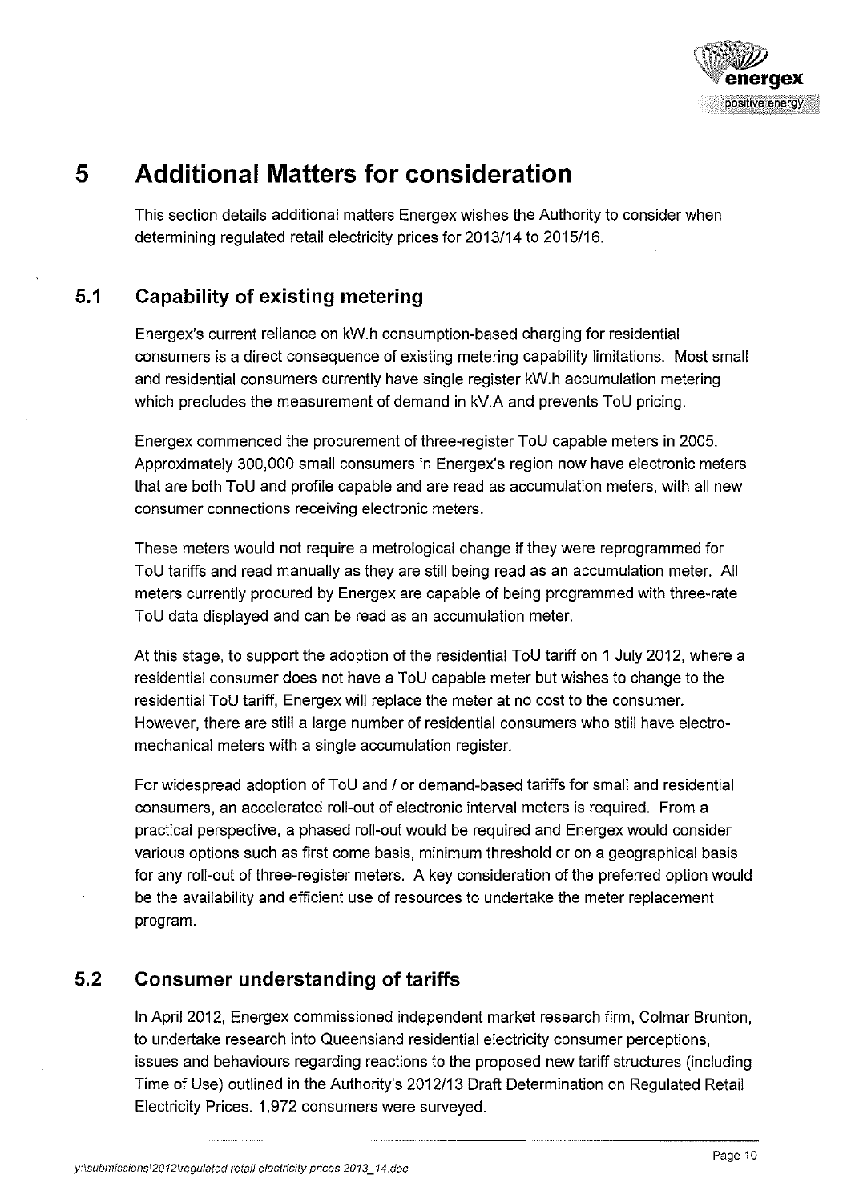# 5 Additional Matters for consideration

This section details additional matters Energex wishes the Authority to consider when determining regulated retail electricity prices for 2013/14 to 2015/16.

## 5.1 Capability of existing metering

Energex's current reliance on kW.h consumption-based charging for residential consumers is a direct consequence of existing metering capability limitations. Most small and residential consumers currently have single register kW.h accumulation metering which precludes the measurement of demand in kV.A and prevents ToU pricing.

Energex commenced the procurement of three-register ToU capable meters in 2005. Approximately 300,000 small consumers in Energex's region now have electronic meters that are both ToU and profile capable and are read as accumulation meters, with all new consumer connections receiving electronic meters.

These meters would not require a metrological change if they were reprogrammed for ToU tariffs and read manually as they are still being read as an accumulation meter. All meters currently procured by Energex are capable of being programmed with three-rate ToU data displayed and can be read as an accumulation meter.

At this stage, to support the adoption of the residential ToU tariff on 1 July 2012, where a residential consumer does not have a ToU capable meter but wishes to change to the residential ToU tariff, Energex will replace the meter at no cost to the consumer. However, there are still a large number of residential consumers who still have electro-mechanical meters with a single accumulation register.

For widespread adoption of ToU and / or demand-based tariffs for small and residential consumers, an accelerated roll-out of electronic interval meters is required. From a practical perspective, a phased roll-out would be required and Energex would consider various options such as first come basis, minimum threshold or on a geographical basis for any roll-out of three-register meters. A key consideration of the preferred option would be the availability and efficient use of resources to undertake the meter replacement program.

## 5.2 Consumer understanding of tariffs

In April 2012, Energex commissioned independent market research firm, Colmar Brunton, to undertake research into Queensland residential electricity consumer perceptions, issues and behaviours regarding reactions to the proposed new tariff structures (including Time of Use) outlined in the Authority's 2012/13 Draft Determination on Regulated Retail Electricity Prices. 1,972 consumers were surveyed.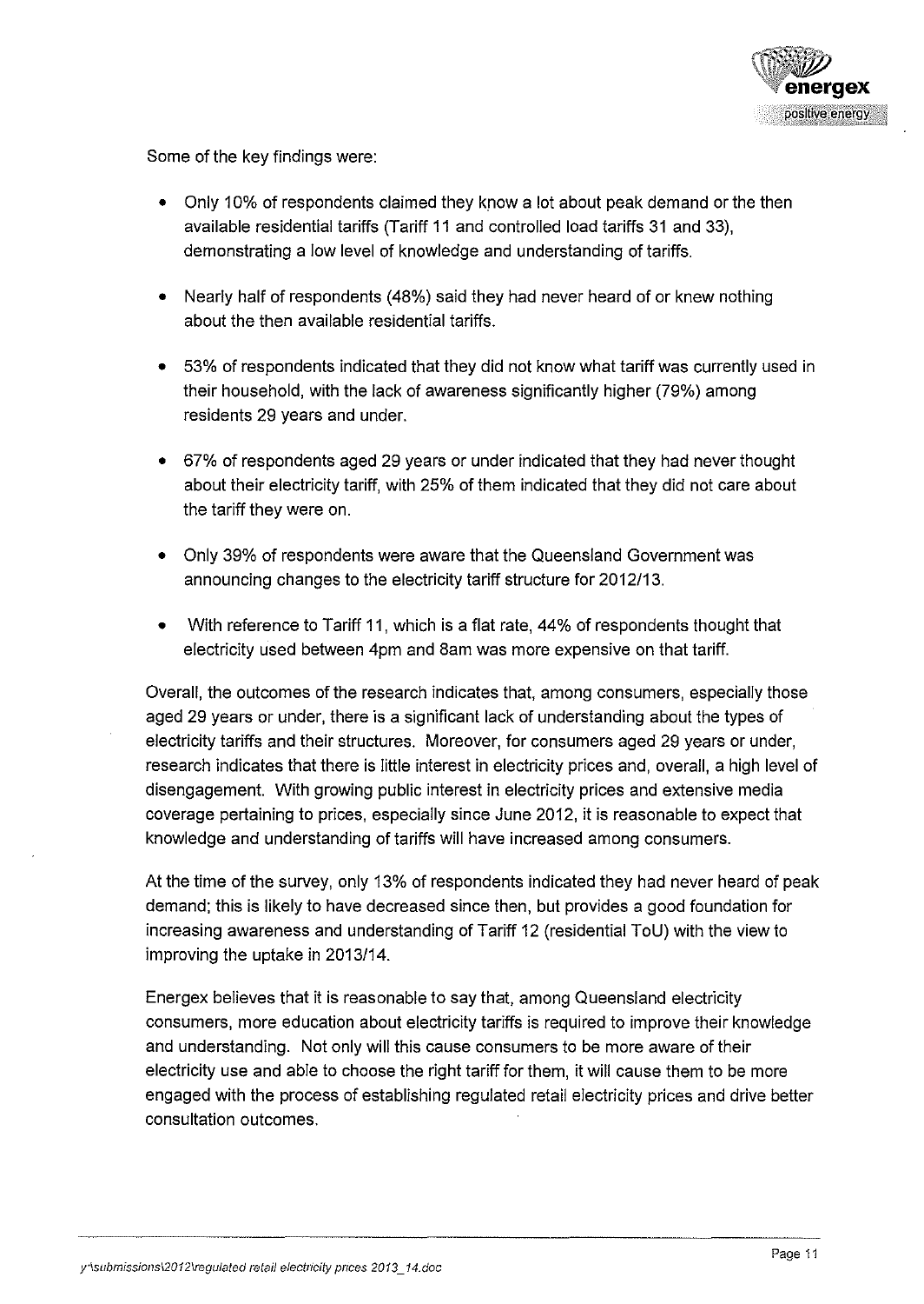Some of the key findings were:

- Only 10% of respondents claimed they know a lot about peak demand or the then available residential tariffs (Tariff 11 and controlled load tariffs 31 and 33), demonstrating a low level of knowledge and understanding of tariffs.

- Nearly half of respondents (48%) said they had never heard of or knew nothing about the then available residential tariffs.

- 53% of respondents indicated that they did not know what tariff was currently used in their household, with the lack of awareness significantly higher (79%) among residents 29 years and under.

- 67% of respondents aged 29 years or under indicated that they had never thought about their electricity tariff, with 25% of them indicated that they did not care about the tariff they were on.

- Only 39% of respondents were aware that the Queensland Government was announcing changes to the electricity tariff structure for 2012/13.

- With reference to Tariff 11, which is a flat rate, 44% of respondents thought that electricity used between 4pm and 8am was more expensive on that tariff.

Overall, the outcomes of the research indicates that, among consumers, especially those aged 29 years or under, there is a significant lack of understanding about the types of electricity tariffs and their structures. Moreover, for consumers aged 29 years or under, research indicates that there is little interest in electricity prices and, overall, a high level of disengagement. With growing public interest in electricity prices and extensive media coverage pertaining to prices, especially since June 2012, it is reasonable to expect that knowledge and understanding of tariffs will have increased among consumers.

At the time of the survey, only 13% of respondents indicated they had never heard of peak demand; this is likely to have decreased since then, but provides a good foundation for increasing awareness and understanding of Tariff 12 (residential ToU) with the view to improving the uptake in 2013/14.

Energex believes that it is reasonable to say that, among Queensland electricity consumers, more education about electricity tariffs is required to improve their knowledge and understanding. Not only will this cause consumers to be more aware of their electricity use and able to choose the right tariff for them, it will cause them to be more engaged with the process of establishing regulated retail electricity prices and drive better consultation outcomes.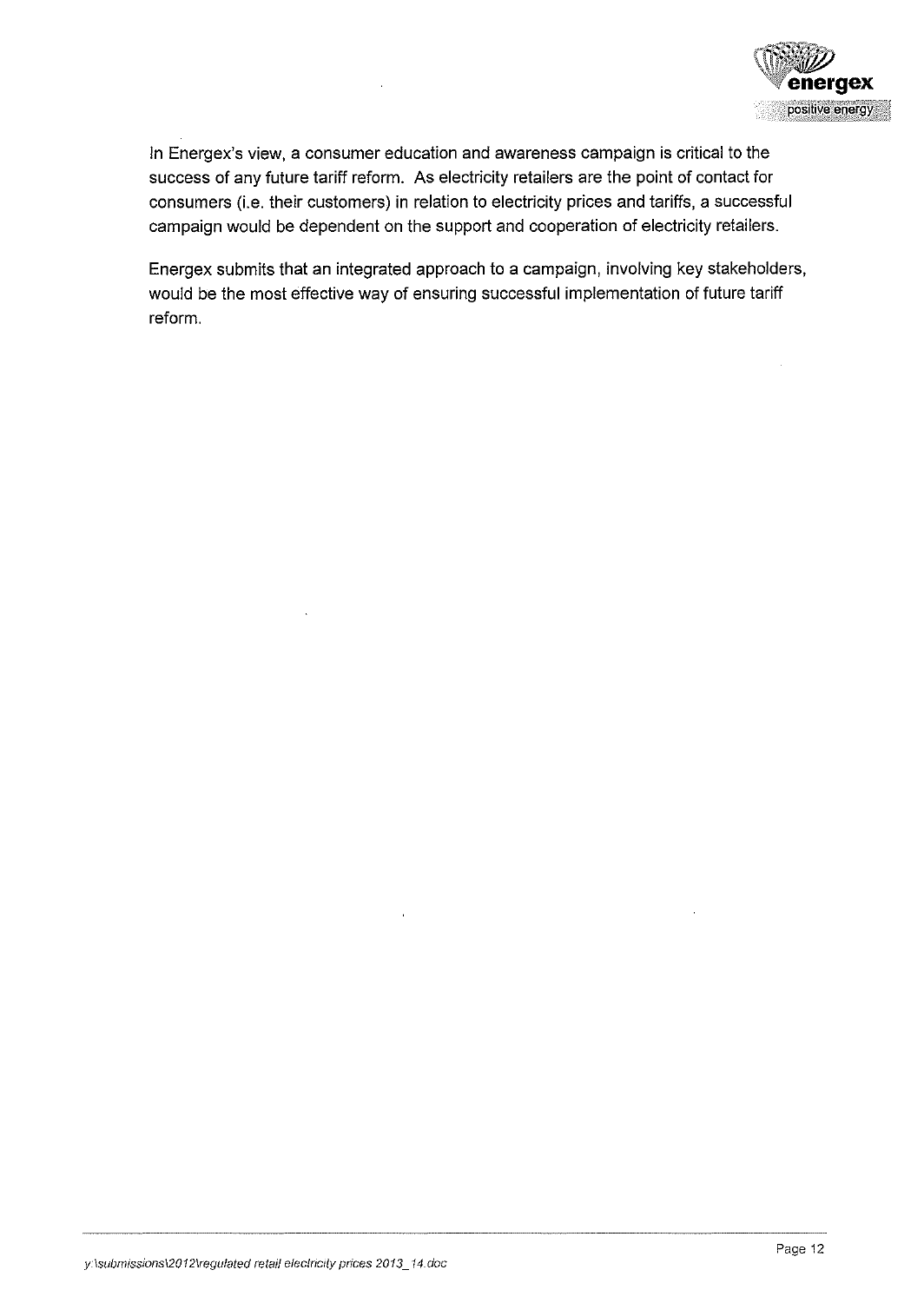In Energex's view, a consumer education and awareness campaign is critical to the success of any future tariff reform. As electricity retailers are the point of contact for consumers (i.e. their customers) in relation to electricity prices and tariffs, a successful campaign would be dependent on the support and cooperation of electricity retailers.

Energex submits that an integrated approach to a campaign, involving key stakeholders, would be the most effective way of ensuring successful implementation of future tariff reform.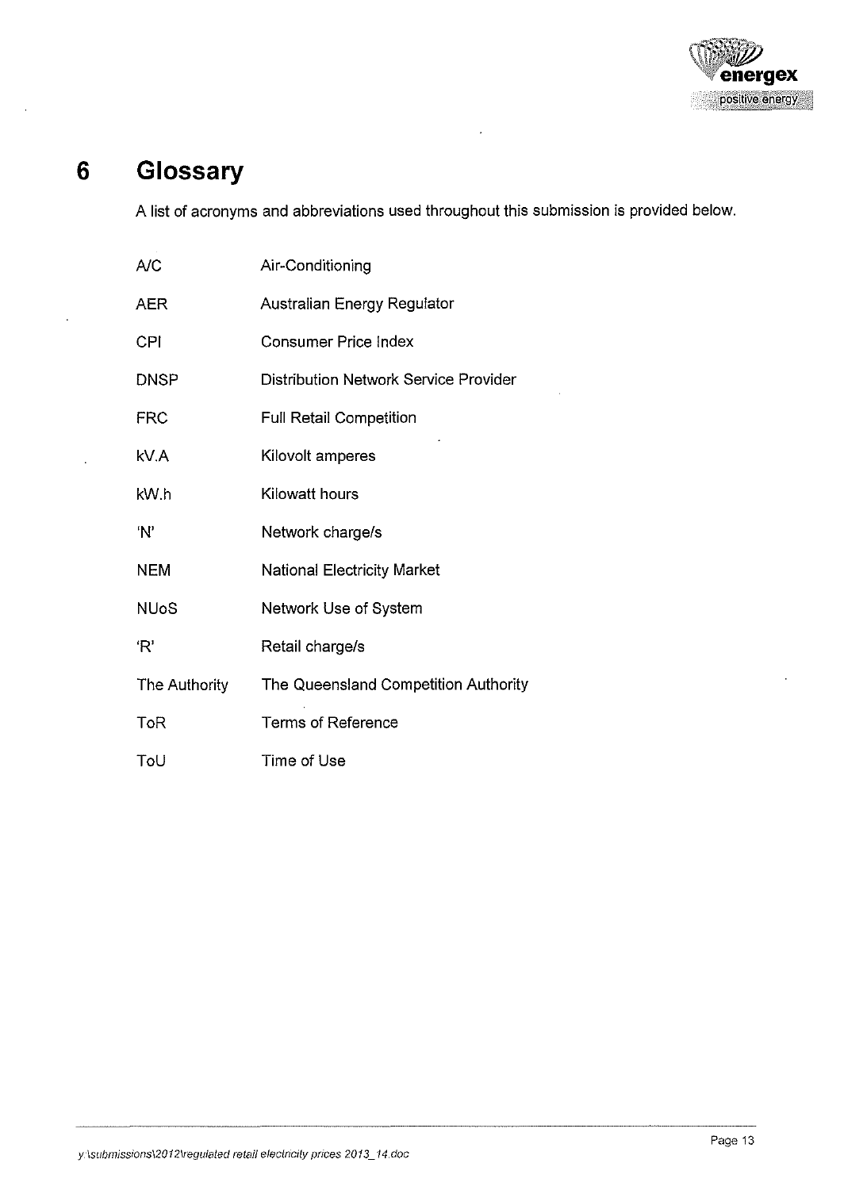# 6 Glossary

A list of acronyms and abbreviations used throughout this submission is provided below.

| | |
|---|---|
| A/C | Air-Conditioning |
| AER | Australian Energy Regulator |
| CPI | Consumer Price Index |
| DNSP | Distribution Network Service Provider |
| FRC | Full Retail Competition |
| kV.A | Kilovolt amperes |
| kW.h | Kilowatt hours |
| 'N' | Network charge/s |
| NEM | National Electricity Market |
| NUoS | Network Use of System |
| 'R' | Retail charge/s |
| The Authority | The Queensland Competition Authority |
| ToR | Terms of Reference |
| ToU | Time of Use |